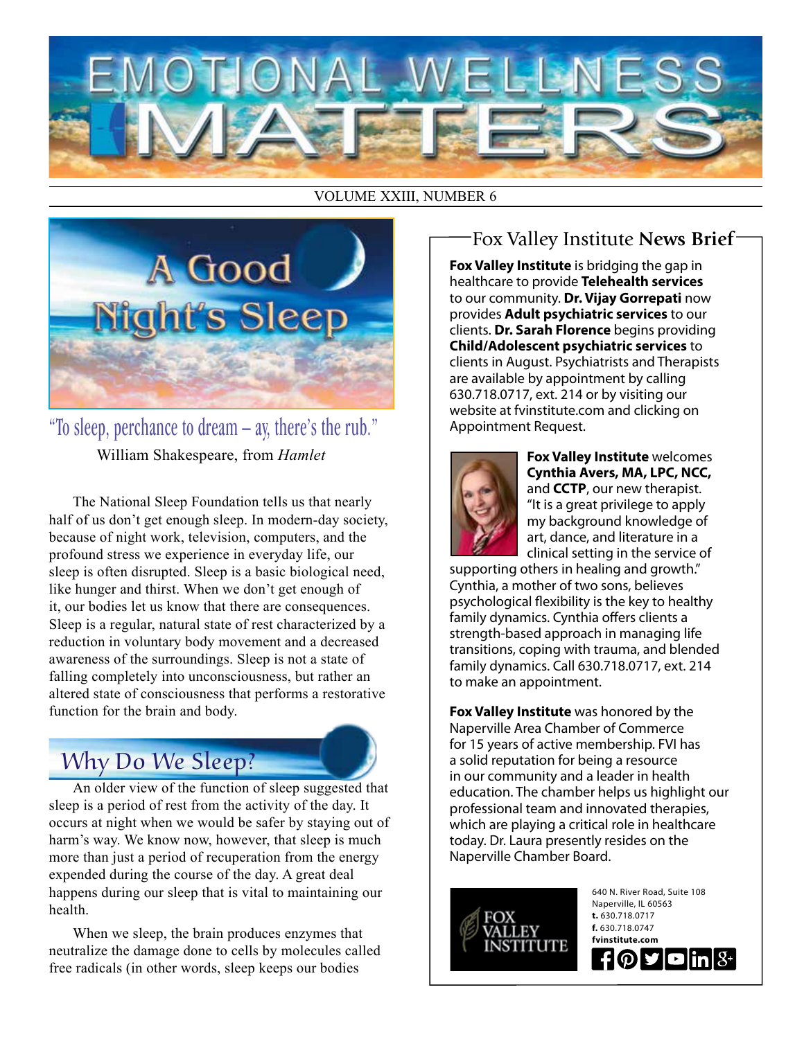# EMOTIONAL WELLNESS MATTERS

VOLUME XXIII, NUMBER 6

## A Good Night's Sleep

"To sleep, perchance to dream – ay, there's the rub."

William Shakespeare, from *Hamlet*

The National Sleep Foundation tells us that nearly half of us don't get enough sleep. In modern-day society, because of night work, television, computers, and the profound stress we experience in everyday life, our sleep is often disrupted. Sleep is a basic biological need, like hunger and thirst. When we don't get enough of it, our bodies let us know that there are consequences. Sleep is a regular, natural state of rest characterized by a reduction in voluntary body movement and a decreased awareness of the surroundings. Sleep is not a state of falling completely into unconsciousness, but rather an altered state of consciousness that performs a restorative function for the brain and body.

### Why Do We Sleep?

An older view of the function of sleep suggested that sleep is a period of rest from the activity of the day. It occurs at night when we would be safer by staying out of harm's way. We know now, however, that sleep is much more than just a period of recuperation from the energy expended during the course of the day. A great deal happens during our sleep that is vital to maintaining our health.

When we sleep, the brain produces enzymes that neutralize the damage done to cells by molecules called free radicals (in other words, sleep keeps our bodies

## Fox Valley Institute **News Brief**

**Fox Valley Institute** is bridging the gap in healthcare to provide **Telehealth services** to our community. **Dr. Vijay Gorrepati** now provides **Adult psychiatric services** to our clients. **Dr. Sarah Florence** begins providing **Child/Adolescent psychiatric services** to clients in August. Psychiatrists and Therapists are available by appointment by calling 630.718.0717, ext. 214 or by visiting our website at fvinstitute.com and clicking on Appointment Request.

**Fox Valley Institute** welcomes **Cynthia Avers, MA, LPC, NCC,** and **CCTP**, our new therapist. "It is a great privilege to apply my background knowledge of art, dance, and literature in a clinical setting in the service of supporting others in healing and growth." Cynthia, a mother of two sons, believes psychological flexibility is the key to healthy family dynamics. Cynthia offers clients a strength-based approach in managing life transitions, coping with trauma, and blended family dynamics. Call 630.718.0717, ext. 214 to make an appointment.

**Fox Valley Institute** was honored by the Naperville Area Chamber of Commerce for 15 years of active membership. FVI has a solid reputation for being a resource in our community and a leader in health education. The chamber helps us highlight our professional team and innovated therapies, which are playing a critical role in healthcare today. Dr. Laura presently resides on the Naperville Chamber Board.

FOX VALLEY INSTITUTE

640 N. River Road, Suite 108
Naperville, IL 60563
**t.** 630.718.0717
**f.** 630.718.0747
**fvinstitute.com**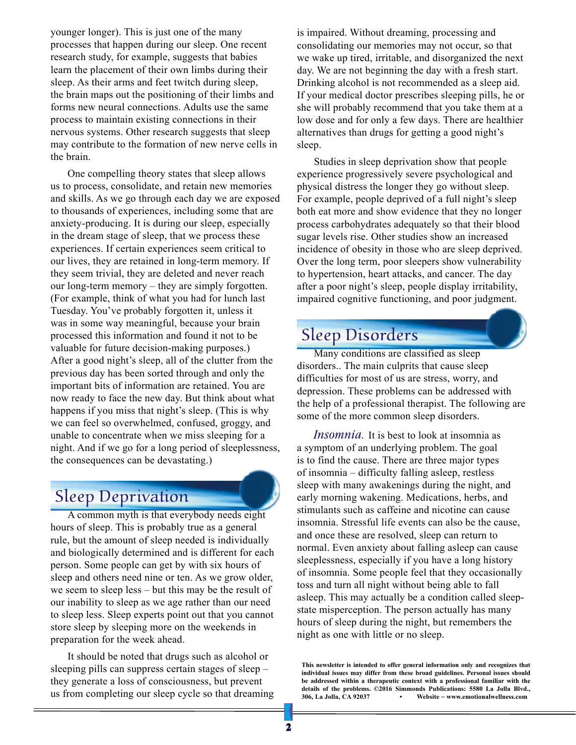younger longer). This is just one of the many processes that happen during our sleep. One recent research study, for example, suggests that babies learn the placement of their own limbs during their sleep. As their arms and feet twitch during sleep, the brain maps out the positioning of their limbs and forms new neural connections. Adults use the same process to maintain existing connections in their nervous systems. Other research suggests that sleep may contribute to the formation of new nerve cells in the brain.

One compelling theory states that sleep allows us to process, consolidate, and retain new memories and skills. As we go through each day we are exposed to thousands of experiences, including some that are anxiety-producing. It is during our sleep, especially in the dream stage of sleep, that we process these experiences. If certain experiences seem critical to our lives, they are retained in long-term memory. If they seem trivial, they are deleted and never reach our long-term memory – they are simply forgotten. (For example, think of what you had for lunch last Tuesday. You've probably forgotten it, unless it was in some way meaningful, because your brain processed this information and found it not to be valuable for future decision-making purposes.) After a good night's sleep, all of the clutter from the previous day has been sorted through and only the important bits of information are retained. You are now ready to face the new day. But think about what happens if you miss that night's sleep. (This is why we can feel so overwhelmed, confused, groggy, and unable to concentrate when we miss sleeping for a night. And if we go for a long period of sleeplessness, the consequences can be devastating.)

## Sleep Deprivation

A common myth is that everybody needs eight hours of sleep. This is probably true as a general rule, but the amount of sleep needed is individually and biologically determined and is different for each person. Some people can get by with six hours of sleep and others need nine or ten. As we grow older, we seem to sleep less – but this may be the result of our inability to sleep as we age rather than our need to sleep less. Sleep experts point out that you cannot store sleep by sleeping more on the weekends in preparation for the week ahead.

It should be noted that drugs such as alcohol or sleeping pills can suppress certain stages of sleep – they generate a loss of consciousness, but prevent us from completing our sleep cycle so that dreaming is impaired. Without dreaming, processing and consolidating our memories may not occur, so that we wake up tired, irritable, and disorganized the next day. We are not beginning the day with a fresh start. Drinking alcohol is not recommended as a sleep aid. If your medical doctor prescribes sleeping pills, he or she will probably recommend that you take them at a low dose and for only a few days. There are healthier alternatives than drugs for getting a good night's sleep.

Studies in sleep deprivation show that people experience progressively severe psychological and physical distress the longer they go without sleep. For example, people deprived of a full night's sleep both eat more and show evidence that they no longer process carbohydrates adequately so that their blood sugar levels rise. Other studies show an increased incidence of obesity in those who are sleep deprived. Over the long term, poor sleepers show vulnerability to hypertension, heart attacks, and cancer. The day after a poor night's sleep, people display irritability, impaired cognitive functioning, and poor judgment.

## Sleep Disorders

Many conditions are classified as sleep disorders.. The main culprits that cause sleep difficulties for most of us are stress, worry, and depression. These problems can be addressed with the help of a professional therapist. The following are some of the more common sleep disorders.

*Insomnia.* It is best to look at insomnia as a symptom of an underlying problem. The goal is to find the cause. There are three major types of insomnia – difficulty falling asleep, restless sleep with many awakenings during the night, and early morning wakening. Medications, herbs, and stimulants such as caffeine and nicotine can cause insomnia. Stressful life events can also be the cause, and once these are resolved, sleep can return to normal. Even anxiety about falling asleep can cause sleeplessness, especially if you have a long history of insomnia. Some people feel that they occasionally toss and turn all night without being able to fall asleep. This may actually be a condition called sleep-state misperception. The person actually has many hours of sleep during the night, but remembers the night as one with little or no sleep.

**This newsletter is intended to offer general information only and recognizes that individual issues may differ from these broad guidelines. Personal issues should be addressed within a therapeutic context with a professional familiar with the details of the problems. ©2016 Simmonds Publications: 5580 La Jolla Blvd., 306, La Jolla, CA 92037 • Website ~ www.emotionalwellness.com**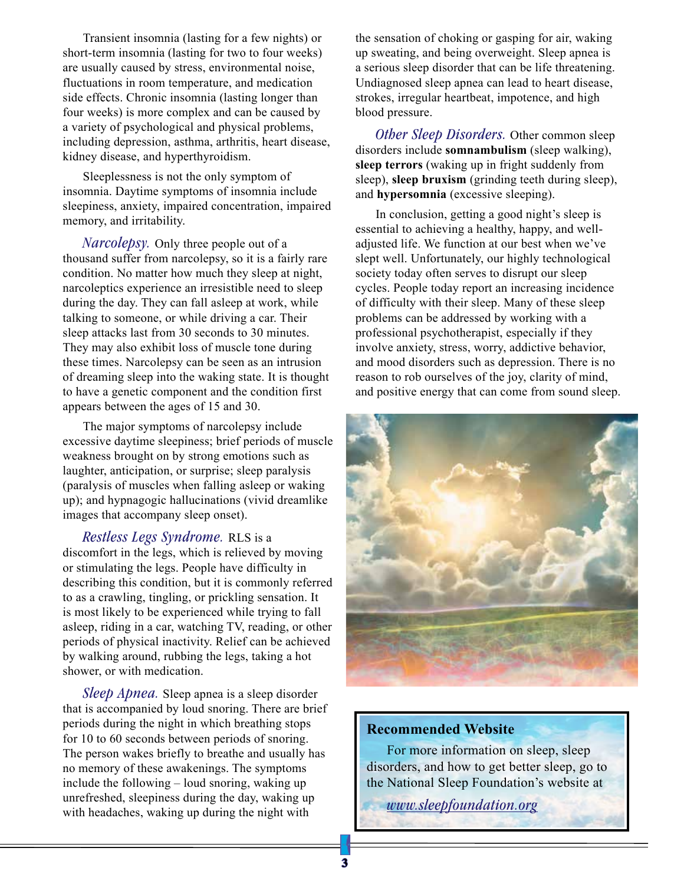Transient insomnia (lasting for a few nights) or short-term insomnia (lasting for two to four weeks) are usually caused by stress, environmental noise, fluctuations in room temperature, and medication side effects. Chronic insomnia (lasting longer than four weeks) is more complex and can be caused by a variety of psychological and physical problems, including depression, asthma, arthritis, heart disease, kidney disease, and hyperthyroidism.

Sleeplessness is not the only symptom of insomnia. Daytime symptoms of insomnia include sleepiness, anxiety, impaired concentration, impaired memory, and irritability.

*Narcolepsy.* Only three people out of a thousand suffer from narcolepsy, so it is a fairly rare condition. No matter how much they sleep at night, narcoleptics experience an irresistible need to sleep during the day. They can fall asleep at work, while talking to someone, or while driving a car. Their sleep attacks last from 30 seconds to 30 minutes. They may also exhibit loss of muscle tone during these times. Narcolepsy can be seen as an intrusion of dreaming sleep into the waking state. It is thought to have a genetic component and the condition first appears between the ages of 15 and 30.

The major symptoms of narcolepsy include excessive daytime sleepiness; brief periods of muscle weakness brought on by strong emotions such as laughter, anticipation, or surprise; sleep paralysis (paralysis of muscles when falling asleep or waking up); and hypnagogic hallucinations (vivid dreamlike images that accompany sleep onset).

*Restless Legs Syndrome.* RLS is a discomfort in the legs, which is relieved by moving or stimulating the legs. People have difficulty in describing this condition, but it is commonly referred to as a crawling, tingling, or prickling sensation. It is most likely to be experienced while trying to fall asleep, riding in a car, watching TV, reading, or other periods of physical inactivity. Relief can be achieved by walking around, rubbing the legs, taking a hot shower, or with medication.

*Sleep Apnea.* Sleep apnea is a sleep disorder that is accompanied by loud snoring. There are brief periods during the night in which breathing stops for 10 to 60 seconds between periods of snoring. The person wakes briefly to breathe and usually has no memory of these awakenings. The symptoms include the following – loud snoring, waking up unrefreshed, sleepiness during the day, waking up with headaches, waking up during the night with the sensation of choking or gasping for air, waking up sweating, and being overweight. Sleep apnea is a serious sleep disorder that can be life threatening. Undiagnosed sleep apnea can lead to heart disease, strokes, irregular heartbeat, impotence, and high blood pressure.

*Other Sleep Disorders.* Other common sleep disorders include **somnambulism** (sleep walking), **sleep terrors** (waking up in fright suddenly from sleep), **sleep bruxism** (grinding teeth during sleep), and **hypersomnia** (excessive sleeping).

In conclusion, getting a good night's sleep is essential to achieving a healthy, happy, and well-adjusted life. We function at our best when we've slept well. Unfortunately, our highly technological society today often serves to disrupt our sleep cycles. People today report an increasing incidence of difficulty with their sleep. Many of these sleep problems can be addressed by working with a professional psychotherapist, especially if they involve anxiety, stress, worry, addictive behavior, and mood disorders such as depression. There is no reason to rob ourselves of the joy, clarity of mind, and positive energy that can come from sound sleep.

**Recommended Website**

For more information on sleep, sleep disorders, and how to get better sleep, go to the National Sleep Foundation's website at

www.sleepfoundation.org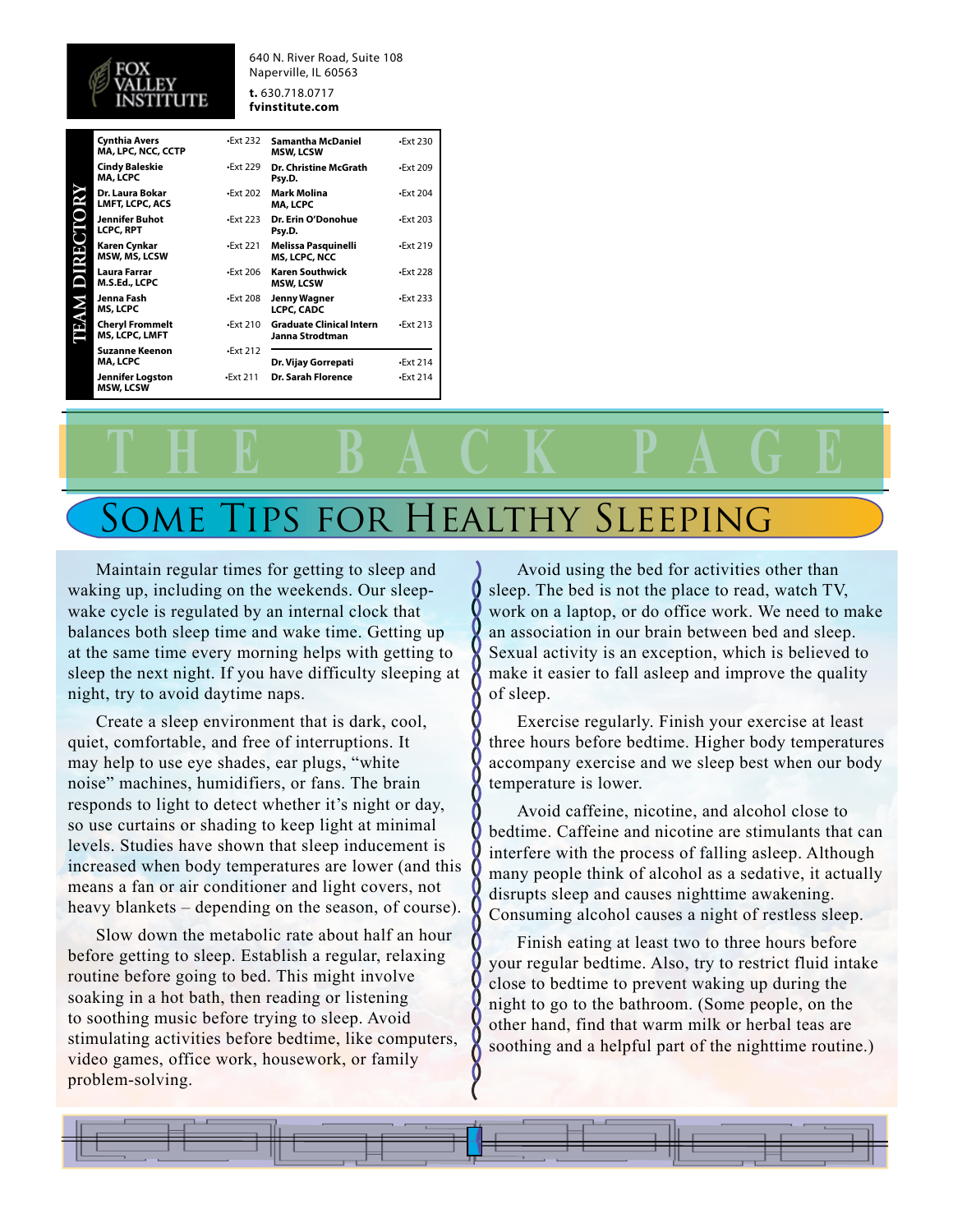FOX VALLEY INSTITUTE

640 N. River Road, Suite 108
Naperville, IL 60563

**t.** 630.718.0717
**fvinstitute.com**

## TEAM DIRECTORY

| | | | |
|---|---|---|---|
| **Cynthia Avers** MA, LPC, NCC, CCTP | •Ext 232 | **Samantha McDaniel** MSW, LCSW | •Ext 230 |
| **Cindy Baleskie** MA, LCPC | •Ext 229 | **Dr. Christine McGrath** Psy.D. | •Ext 209 |
| **Dr. Laura Bokar** LMFT, LCPC, ACS | •Ext 202 | **Mark Molina** MA, LCPC | •Ext 204 |
| **Jennifer Buhot** LCPC, RPT | •Ext 223 | **Dr. Erin O'Donohue** Psy.D. | •Ext 203 |
| **Karen Cynkar** MSW, MS, LCSW | •Ext 221 | **Melissa Pasquinelli** MS, LCPC, NCC | •Ext 219 |
| **Laura Farrar** M.S.Ed., LCPC | •Ext 206 | **Karen Southwick** MSW, LCSW | •Ext 228 |
| **Jenna Fash** MS, LCPC | •Ext 208 | **Jenny Wagner** LCPC, CADC | •Ext 233 |
| **Cheryl Frommelt** MS, LCPC, LMFT | •Ext 210 | **Graduate Clinical Intern** Janna Strodtman | •Ext 213 |
| **Suzanne Keenon** MA, LCPC | •Ext 212 | **Dr. Vijay Gorrepati** | •Ext 214 |
| **Jennifer Logston** MSW, LCSW | •Ext 211 | **Dr. Sarah Florence** | •Ext 214 |

# THE BACK PAGE

## Some Tips for Healthy Sleeping

Maintain regular times for getting to sleep and waking up, including on the weekends. Our sleep-wake cycle is regulated by an internal clock that balances both sleep time and wake time. Getting up at the same time every morning helps with getting to sleep the next night. If you have difficulty sleeping at night, try to avoid daytime naps.

Create a sleep environment that is dark, cool, quiet, comfortable, and free of interruptions. It may help to use eye shades, ear plugs, "white noise" machines, humidifiers, or fans. The brain responds to light to detect whether it's night or day, so use curtains or shading to keep light at minimal levels. Studies have shown that sleep inducement is increased when body temperatures are lower (and this means a fan or air conditioner and light covers, not heavy blankets – depending on the season, of course).

Slow down the metabolic rate about half an hour before getting to sleep. Establish a regular, relaxing routine before going to bed. This might involve soaking in a hot bath, then reading or listening to soothing music before trying to sleep. Avoid stimulating activities before bedtime, like computers, video games, office work, housework, or family problem-solving.

Avoid using the bed for activities other than sleep. The bed is not the place to read, watch TV, work on a laptop, or do office work. We need to make an association in our brain between bed and sleep. Sexual activity is an exception, which is believed to make it easier to fall asleep and improve the quality of sleep.

Exercise regularly. Finish your exercise at least three hours before bedtime. Higher body temperatures accompany exercise and we sleep best when our body temperature is lower.

Avoid caffeine, nicotine, and alcohol close to bedtime. Caffeine and nicotine are stimulants that can interfere with the process of falling asleep. Although many people think of alcohol as a sedative, it actually disrupts sleep and causes nighttime awakening. Consuming alcohol causes a night of restless sleep.

Finish eating at least two to three hours before your regular bedtime. Also, try to restrict fluid intake close to bedtime to prevent waking up during the night to go to the bathroom. (Some people, on the other hand, find that warm milk or herbal teas are soothing and a helpful part of the nighttime routine.)